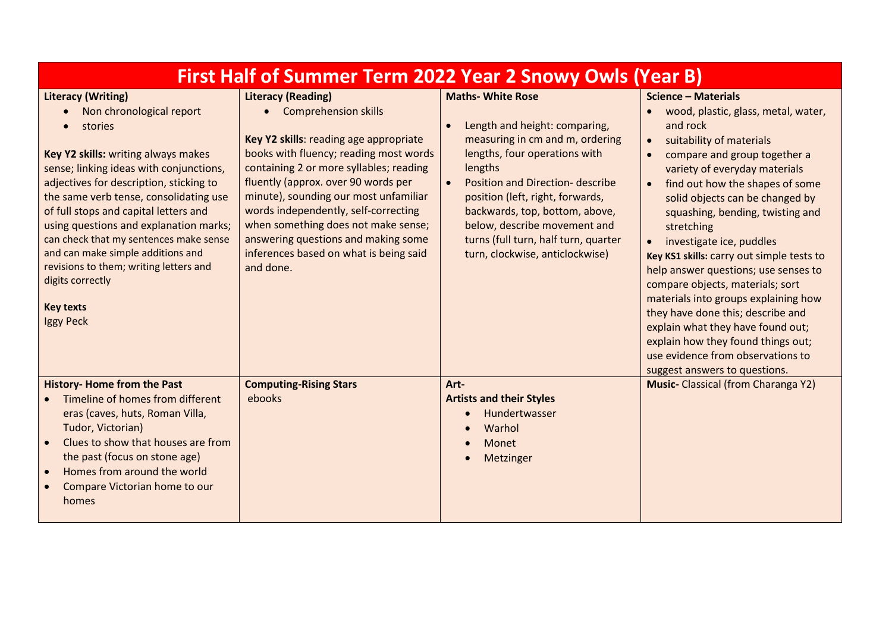# First Half of Summer Term 2022 Year 2 Snowy Owls (Year B)

## Literacy (Writing)

- Non chronological report
- stories

**Key Y2 skills:** writing always makes sense; linking ideas with conjunctions, adjectives for description, sticking to the same verb tense, consolidating use of full stops and capital letters and using questions and explanation marks; can check that my sentences make sense and can make simple additions and revisions to them; writing letters and digits correctly

**Key texts**
Iggy Peck

## Literacy (Reading)

- Comprehension skills

**Key Y2 skills**: reading age appropriate books with fluency; reading most words containing 2 or more syllables; reading fluently (approx. over 90 words per minute), sounding our most unfamiliar words independently, self-correcting when something does not make sense; answering questions and making some inferences based on what is being said and done.

## Maths- White Rose

- Length and height: comparing, measuring in cm and m, ordering lengths, four operations with lengths
- Position and Direction- describe position (left, right, forwards, backwards, top, bottom, above, below, describe movement and turns (full turn, half turn, quarter turn, clockwise, anticlockwise)

## Science – Materials

- wood, plastic, glass, metal, water, and rock
- suitability of materials
- compare and group together a variety of everyday materials
- find out how the shapes of some solid objects can be changed by squashing, bending, twisting and stretching
- investigate ice, puddles

**Key KS1 skills:** carry out simple tests to help answer questions; use senses to compare objects, materials; sort materials into groups explaining how they have done this; describe and explain what they have found out; explain how they found things out; use evidence from observations to suggest answers to questions.

## History- Home from the Past

- Timeline of homes from different eras (caves, huts, Roman Villa, Tudor, Victorian)
- Clues to show that houses are from the past (focus on stone age)
- Homes from around the world
- Compare Victorian home to our homes

## Computing-Rising Stars

ebooks

## Art-

**Artists and their Styles**

- Hundertwasser
- Warhol
- Monet
- Metzinger

## Music- Classical (from Charanga Y2)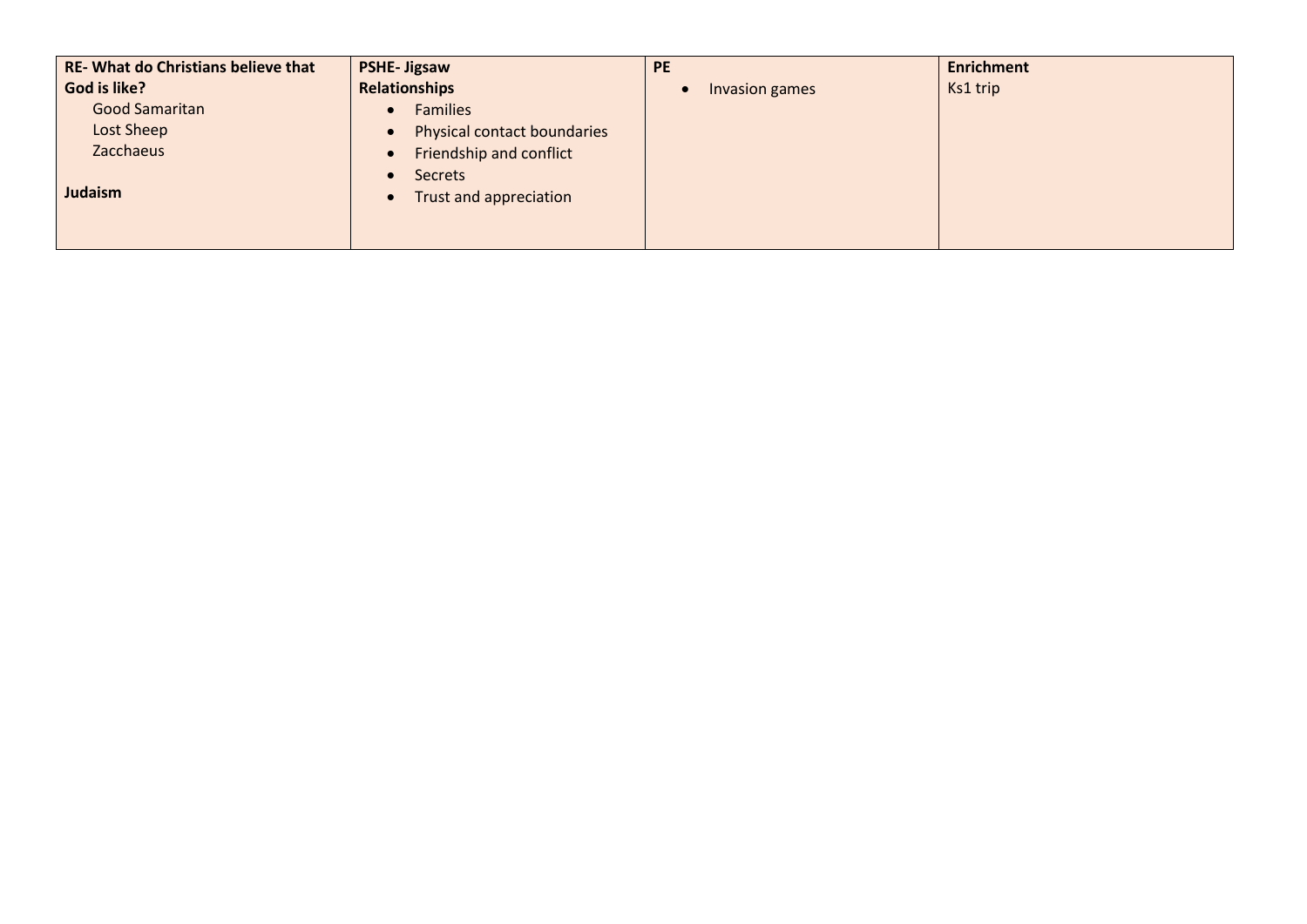| | | | |
|---|---|---|---|
| **RE- What do Christians believe that God is like?**<br>Good Samaritan<br>Lost Sheep<br>Zacchaeus<br><br>**Judaism** | **PSHE- Jigsaw**<br>**Relationships**<br>• Families<br>• Physical contact boundaries<br>• Friendship and conflict<br>• Secrets<br>• Trust and appreciation | **PE**<br>• Invasion games | **Enrichment**<br>Ks1 trip |